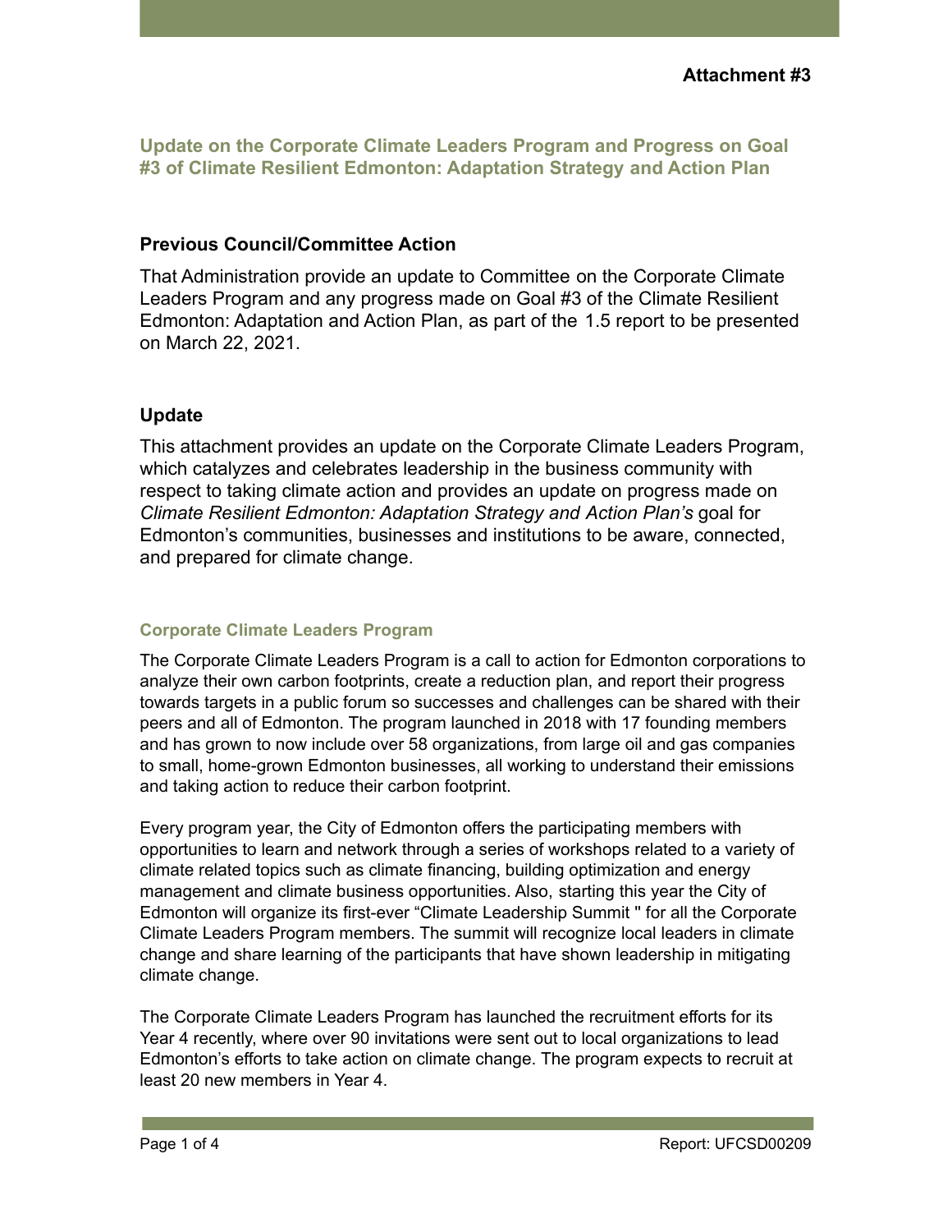**Attachment #3**

## Update on the Corporate Climate Leaders Program and Progress on Goal #3 of Climate Resilient Edmonton: Adaptation Strategy and Action Plan

### Previous Council/Committee Action

That Administration provide an update to Committee on the Corporate Climate Leaders Program and any progress made on Goal #3 of the Climate Resilient Edmonton: Adaptation and Action Plan, as part of the 1.5 report to be presented on March 22, 2021.

### Update

This attachment provides an update on the Corporate Climate Leaders Program, which catalyzes and celebrates leadership in the business community with respect to taking climate action and provides an update on progress made on *Climate Resilient Edmonton: Adaptation Strategy and Action Plan's* goal for Edmonton's communities, businesses and institutions to be aware, connected, and prepared for climate change.

#### Corporate Climate Leaders Program

The Corporate Climate Leaders Program is a call to action for Edmonton corporations to analyze their own carbon footprints, create a reduction plan, and report their progress towards targets in a public forum so successes and challenges can be shared with their peers and all of Edmonton. The program launched in 2018 with 17 founding members and has grown to now include over 58 organizations, from large oil and gas companies to small, home-grown Edmonton businesses, all working to understand their emissions and taking action to reduce their carbon footprint.

Every program year, the City of Edmonton offers the participating members with opportunities to learn and network through a series of workshops related to a variety of climate related topics such as climate financing, building optimization and energy management and climate business opportunities. Also, starting this year the City of Edmonton will organize its first-ever "Climate Leadership Summit " for all the Corporate Climate Leaders Program members. The summit will recognize local leaders in climate change and share learning of the participants that have shown leadership in mitigating climate change.

The Corporate Climate Leaders Program has launched the recruitment efforts for its Year 4 recently, where over 90 invitations were sent out to local organizations to lead Edmonton's efforts to take action on climate change. The program expects to recruit at least 20 new members in Year 4.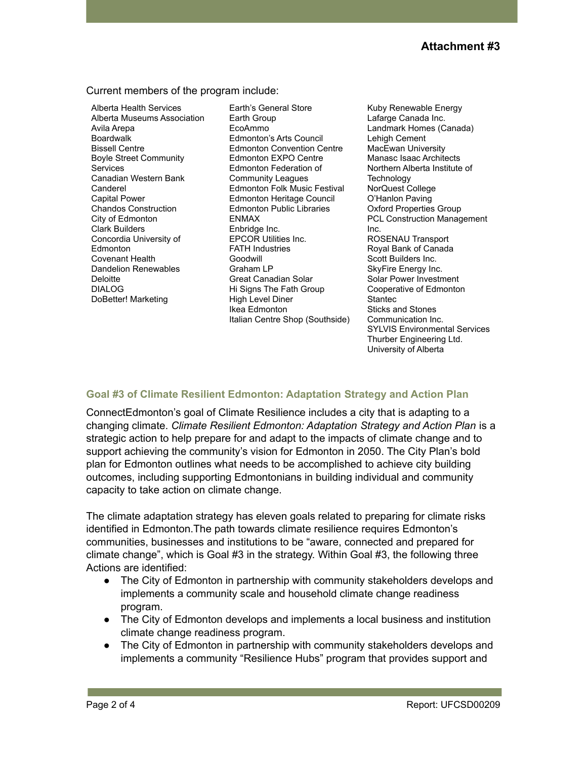**Attachment #3**

Current members of the program include:

- Alberta Health Services
- Alberta Museums Association
- Avila Arepa
- Boardwalk
- Bissell Centre
- Boyle Street Community Services
- Canadian Western Bank
- Canderel
- Capital Power
- Chandos Construction
- City of Edmonton
- Clark Builders
- Concordia University of Edmonton
- Covenant Health
- Dandelion Renewables
- Deloitte
- DIALOG
- DoBetter! Marketing
- Earth's General Store
- Earth Group
- EcoAmmo
- Edmonton's Arts Council
- Edmonton Convention Centre
- Edmonton EXPO Centre
- Edmonton Federation of Community Leagues
- Edmonton Folk Music Festival
- Edmonton Heritage Council
- Edmonton Public Libraries
- ENMAX
- Enbridge Inc.
- EPCOR Utilities Inc.
- FATH Industries
- Goodwill
- Graham LP
- Great Canadian Solar
- Hi Signs The Fath Group
- High Level Diner
- Ikea Edmonton
- Italian Centre Shop (Southside)
- Kuby Renewable Energy
- Lafarge Canada Inc.
- Landmark Homes (Canada)
- Lehigh Cement
- MacEwan University
- Manasc Isaac Architects
- Northern Alberta Institute of Technology
- NorQuest College
- O'Hanlon Paving
- Oxford Properties Group
- PCL Construction Management Inc.
- ROSENAU Transport
- Royal Bank of Canada
- Scott Builders Inc.
- SkyFire Energy Inc.
- Solar Power Investment Cooperative of Edmonton
- Stantec
- Sticks and Stones Communication Inc.
- SYLVIS Environmental Services
- Thurber Engineering Ltd.
- University of Alberta

### Goal #3 of Climate Resilient Edmonton: Adaptation Strategy and Action Plan

ConnectEdmonton's goal of Climate Resilience includes a city that is adapting to a changing climate. *Climate Resilient Edmonton: Adaptation Strategy and Action Plan* is a strategic action to help prepare for and adapt to the impacts of climate change and to support achieving the community's vision for Edmonton in 2050. The City Plan's bold plan for Edmonton outlines what needs to be accomplished to achieve city building outcomes, including supporting Edmontonians in building individual and community capacity to take action on climate change.

The climate adaptation strategy has eleven goals related to preparing for climate risks identified in Edmonton.The path towards climate resilience requires Edmonton's communities, businesses and institutions to be "aware, connected and prepared for climate change", which is Goal #3 in the strategy. Within Goal #3, the following three Actions are identified:

- The City of Edmonton in partnership with community stakeholders develops and implements a community scale and household climate change readiness program.
- The City of Edmonton develops and implements a local business and institution climate change readiness program.
- The City of Edmonton in partnership with community stakeholders develops and implements a community "Resilience Hubs" program that provides support and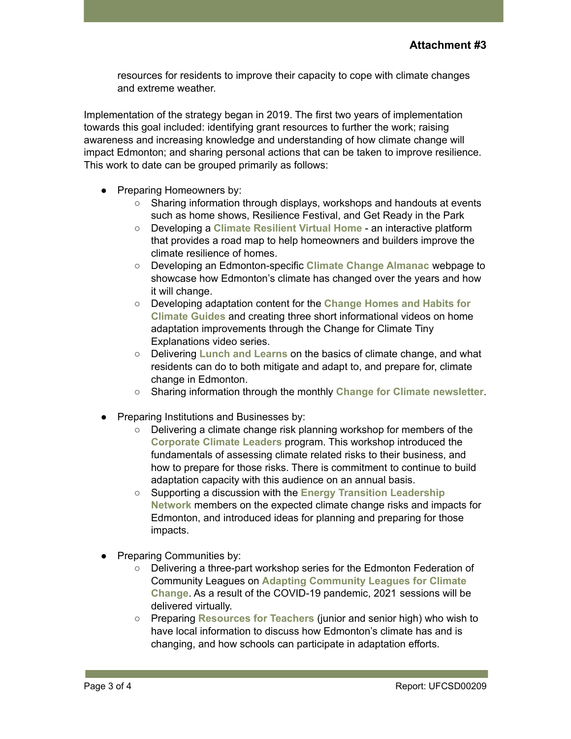resources for residents to improve their capacity to cope with climate changes and extreme weather.

Implementation of the strategy began in 2019. The first two years of implementation towards this goal included: identifying grant resources to further the work; raising awareness and increasing knowledge and understanding of how climate change will impact Edmonton; and sharing personal actions that can be taken to improve resilience. This work to date can be grouped primarily as follows:

- Preparing Homeowners by:
    - Sharing information through displays, workshops and handouts at events such as home shows, Resilience Festival, and Get Ready in the Park
    - Developing a **Climate Resilient Virtual Home** - an interactive platform that provides a road map to help homeowners and builders improve the climate resilience of homes.
    - Developing an Edmonton-specific **Climate Change Almanac** webpage to showcase how Edmonton's climate has changed over the years and how it will change.
    - Developing adaptation content for the **Change Homes and Habits for Climate Guides** and creating three short informational videos on home adaptation improvements through the Change for Climate Tiny Explanations video series.
    - Delivering **Lunch and Learns** on the basics of climate change, and what residents can do to both mitigate and adapt to, and prepare for, climate change in Edmonton.
    - Sharing information through the monthly **Change for Climate newsletter**.

- Preparing Institutions and Businesses by:
    - Delivering a climate change risk planning workshop for members of the **Corporate Climate Leaders** program. This workshop introduced the fundamentals of assessing climate related risks to their business, and how to prepare for those risks. There is commitment to continue to build adaptation capacity with this audience on an annual basis.
    - Supporting a discussion with the **Energy Transition Leadership Network** members on the expected climate change risks and impacts for Edmonton, and introduced ideas for planning and preparing for those impacts.

- Preparing Communities by:
    - Delivering a three-part workshop series for the Edmonton Federation of Community Leagues on **Adapting Community Leagues for Climate Change**. As a result of the COVID-19 pandemic, 2021 sessions will be delivered virtually.
    - Preparing **Resources for Teachers** (junior and senior high) who wish to have local information to discuss how Edmonton's climate has and is changing, and how schools can participate in adaptation efforts.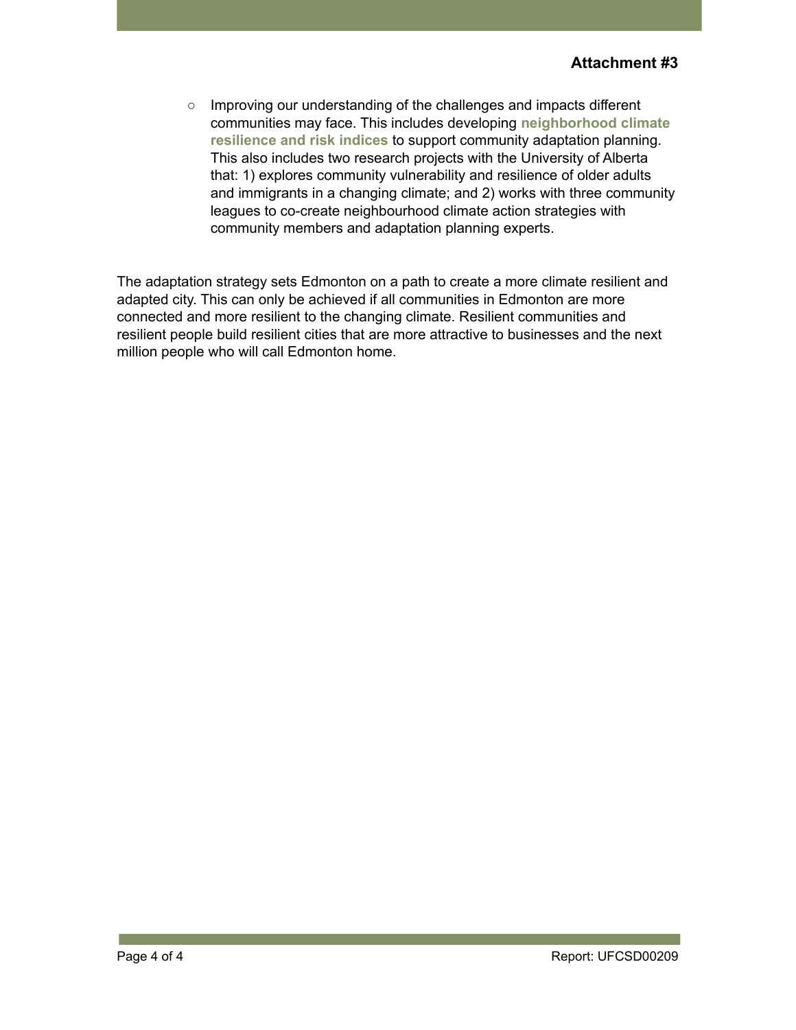- Improving our understanding of the challenges and impacts different communities may face. This includes developing **neighborhood climate resilience and risk indices** to support community adaptation planning. This also includes two research projects with the University of Alberta that: 1) explores community vulnerability and resilience of older adults and immigrants in a changing climate; and 2) works with three community leagues to co-create neighbourhood climate action strategies with community members and adaptation planning experts.

The adaptation strategy sets Edmonton on a path to create a more climate resilient and adapted city. This can only be achieved if all communities in Edmonton are more connected and more resilient to the changing climate. Resilient communities and resilient people build resilient cities that are more attractive to businesses and the next million people who will call Edmonton home.